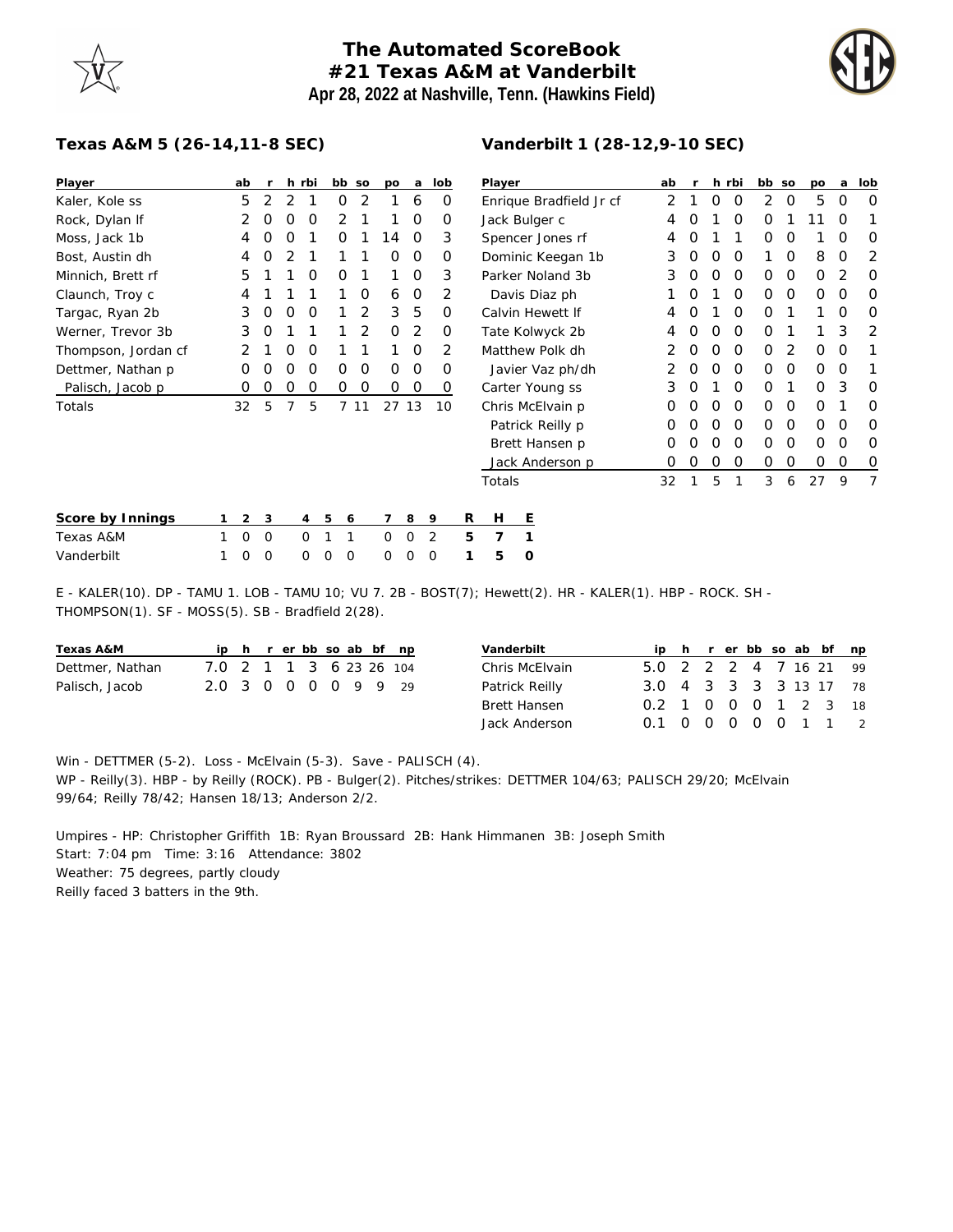# The Automated ScoreBook
## #21 Texas A&M at Vanderbilt
### Apr 28, 2022 at Nashville, Tenn. (Hawkins Field)

**Texas A&M 5 (26-14,11-8 SEC)**

| Player | ab | r | h | rbi | bb | so | po | a | lob |
|---|---|---|---|---|---|---|---|---|---|
| Kaler, Kole ss | 5 | 2 | 2 | 1 | 0 | 2 | 1 | 6 | 0 |
| Rock, Dylan lf | 2 | 0 | 0 | 0 | 2 | 1 | 1 | 0 | 0 |
| Moss, Jack 1b | 4 | 0 | 0 | 1 | 0 | 1 | 14 | 0 | 3 |
| Bost, Austin dh | 4 | 0 | 2 | 1 | 1 | 1 | 0 | 0 | 0 |
| Minnich, Brett rf | 5 | 1 | 1 | 0 | 0 | 1 | 1 | 0 | 3 |
| Claunch, Troy c | 4 | 1 | 1 | 1 | 1 | 0 | 6 | 0 | 2 |
| Targac, Ryan 2b | 3 | 0 | 0 | 0 | 1 | 2 | 3 | 5 | 0 |
| Werner, Trevor 3b | 3 | 0 | 1 | 1 | 1 | 2 | 0 | 2 | 0 |
| Thompson, Jordan cf | 2 | 1 | 0 | 0 | 1 | 1 | 1 | 0 | 2 |
| Dettmer, Nathan p | 0 | 0 | 0 | 0 | 0 | 0 | 0 | 0 | 0 |
| Palisch, Jacob p | 0 | 0 | 0 | 0 | 0 | 0 | 0 | 0 | 0 |
| Totals | 32 | 5 | 7 | 5 | 7 | 11 | 27 | 13 | 10 |

**Vanderbilt 1 (28-12,9-10 SEC)**

| Player | ab | r | h | rbi | bb | so | po | a | lob |
|---|---|---|---|---|---|---|---|---|---|
| Enrique Bradfield Jr cf | 2 | 1 | 0 | 0 | 2 | 0 | 5 | 0 | 0 |
| Jack Bulger c | 4 | 0 | 1 | 0 | 0 | 1 | 11 | 0 | 1 |
| Spencer Jones rf | 4 | 0 | 1 | 1 | 0 | 0 | 1 | 0 | 0 |
| Dominic Keegan 1b | 3 | 0 | 0 | 0 | 1 | 0 | 8 | 0 | 2 |
| Parker Noland 3b | 3 | 0 | 0 | 0 | 0 | 0 | 0 | 2 | 0 |
| Davis Diaz ph | 1 | 0 | 1 | 0 | 0 | 0 | 0 | 0 | 0 |
| Calvin Hewett lf | 4 | 0 | 1 | 0 | 0 | 1 | 1 | 0 | 0 |
| Tate Kolwyck 2b | 4 | 0 | 0 | 0 | 0 | 1 | 1 | 3 | 2 |
| Matthew Polk dh | 2 | 0 | 0 | 0 | 0 | 2 | 0 | 0 | 1 |
| Javier Vaz ph/dh | 2 | 0 | 0 | 0 | 0 | 0 | 0 | 0 | 1 |
| Carter Young ss | 3 | 0 | 1 | 0 | 0 | 1 | 0 | 3 | 0 |
| Chris McElvain p | 0 | 0 | 0 | 0 | 0 | 0 | 0 | 1 | 0 |
| Patrick Reilly p | 0 | 0 | 0 | 0 | 0 | 0 | 0 | 0 | 0 |
| Brett Hansen p | 0 | 0 | 0 | 0 | 0 | 0 | 0 | 0 | 0 |
| Jack Anderson p | 0 | 0 | 0 | 0 | 0 | 0 | 0 | 0 | 0 |
| Totals | 32 | 1 | 5 | 1 | 3 | 6 | 27 | 9 | 7 |

| Score by Innings | 1 | 2 | 3 | 4 | 5 | 6 | 7 | 8 | 9 | R | H | E |
|---|---|---|---|---|---|---|---|---|---|---|---|---|
| Texas A&M | 1 | 0 | 0 | 0 | 1 | 1 | 0 | 0 | 2 | 5 | 7 | 1 |
| Vanderbilt | 1 | 0 | 0 | 0 | 0 | 0 | 0 | 0 | 0 | 1 | 5 | 0 |

E - KALER(10). DP - TAMU 1. LOB - TAMU 10; VU 7. 2B - BOST(7); Hewett(2). HR - KALER(1). HBP - ROCK. SH - THOMPSON(1). SF - MOSS(5). SB - Bradfield 2(28).

| Texas A&M | ip | h | r | er | bb | so | ab | bf | np |
|---|---|---|---|---|---|---|---|---|---|
| Dettmer, Nathan | 7.0 | 2 | 1 | 1 | 3 | 6 | 23 | 26 | 104 |
| Palisch, Jacob | 2.0 | 3 | 0 | 0 | 0 | 0 | 9 | 9 | 29 |

| Vanderbilt | ip | h | r | er | bb | so | ab | bf | np |
|---|---|---|---|---|---|---|---|---|---|
| Chris McElvain | 5.0 | 2 | 2 | 2 | 4 | 7 | 16 | 21 | 99 |
| Patrick Reilly | 3.0 | 4 | 3 | 3 | 3 | 3 | 13 | 17 | 78 |
| Brett Hansen | 0.2 | 1 | 0 | 0 | 0 | 1 | 2 | 3 | 18 |
| Jack Anderson | 0.1 | 0 | 0 | 0 | 0 | 0 | 1 | 1 | 2 |

Win - DETTMER (5-2). Loss - McElvain (5-3). Save - PALISCH (4).
WP - Reilly(3). HBP - by Reilly (ROCK). PB - Bulger(2). Pitches/strikes: DETTMER 104/63; PALISCH 29/20; McElvain 99/64; Reilly 78/42; Hansen 18/13; Anderson 2/2.

Umpires - HP: Christopher Griffith 1B: Ryan Broussard 2B: Hank Himmanen 3B: Joseph Smith
Start: 7:04 pm Time: 3:16 Attendance: 3802
Weather: 75 degrees, partly cloudy
Reilly faced 3 batters in the 9th.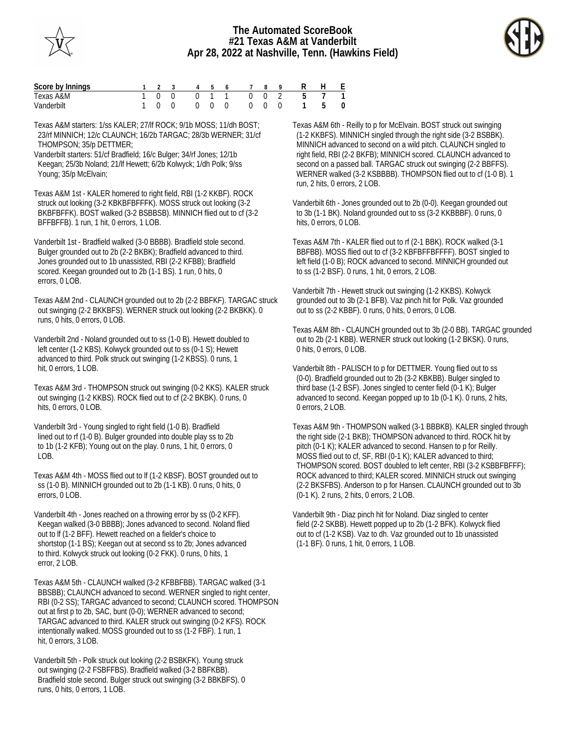# The Automated ScoreBook
## #21 Texas A&M at Vanderbilt
## Apr 28, 2022 at Nashville, Tenn. (Hawkins Field)

| Score by Innings | 1 | 2 | 3 | 4 | 5 | 6 | 7 | 8 | 9 | R | H | E |
|---|---|---|---|---|---|---|---|---|---|---|---|---|
| Texas A&M | 1 | 0 | 0 | 0 | 1 | 1 | 0 | 0 | 2 | 5 | 7 | 1 |
| Vanderbilt | 1 | 0 | 0 | 0 | 0 | 0 | 0 | 0 | 0 | 1 | 5 | 0 |

Texas A&M starters: 1/ss KALER; 27/lf ROCK; 9/1b MOSS; 11/dh BOST; 23/rf MINNICH; 12/c CLAUNCH; 16/2b TARGAC; 28/3b WERNER; 31/cf THOMPSON; 35/p DETTMER;

Vanderbilt starters: 51/cf Bradfield; 16/c Bulger; 34/rf Jones; 12/1b Keegan; 25/3b Noland; 21/lf Hewett; 6/2b Kolwyck; 1/dh Polk; 9/ss Young; 35/p McElvain;

Texas A&M 1st - KALER homered to right field, RBI (1-2 KKBF). ROCK struck out looking (3-2 KBKBFBFFFK). MOSS struck out looking (3-2 BKBFBFFK). BOST walked (3-2 BSBBSB). MINNICH flied out to cf (3-2 BFFBFFB). 1 run, 1 hit, 0 errors, 1 LOB.

Vanderbilt 1st - Bradfield walked (3-0 BBBB). Bradfield stole second. Bulger grounded out to 2b (2-2 BKBK); Bradfield advanced to third. Jones grounded out to 1b unassisted, RBI (2-2 KFBB); Bradfield scored. Keegan grounded out to 2b (1-1 BS). 1 run, 0 hits, 0 errors, 0 LOB.

Texas A&M 2nd - CLAUNCH grounded out to 2b (2-2 BBFKF). TARGAC struck out swinging (2-2 BKKBFS). WERNER struck out looking (2-2 BKBKK). 0 runs, 0 hits, 0 errors, 0 LOB.

Vanderbilt 2nd - Noland grounded out to ss (1-0 B). Hewett doubled to left center (1-2 KBS). Kolwyck grounded out to ss (0-1 S); Hewett advanced to third. Polk struck out swinging (1-2 KBSS). 0 runs, 1 hit, 0 errors, 1 LOB.

Texas A&M 3rd - THOMPSON struck out swinging (0-2 KKS). KALER struck out swinging (1-2 KKBS). ROCK flied out to cf (2-2 BKBK). 0 runs, 0 hits, 0 errors, 0 LOB.

Vanderbilt 3rd - Young singled to right field (1-0 B). Bradfield lined out to rf (1-0 B). Bulger grounded into double play ss to 2b to 1b (1-2 KFB); Young out on the play. 0 runs, 1 hit, 0 errors, 0 LOB.

Texas A&M 4th - MOSS flied out to lf (1-2 KBSF). BOST grounded out to ss (1-0 B). MINNICH grounded out to 2b (1-1 KB). 0 runs, 0 hits, 0 errors, 0 LOB.

Vanderbilt 4th - Jones reached on a throwing error by ss (0-2 KFF). Keegan walked (3-0 BBBB); Jones advanced to second. Noland flied out to lf (1-2 BFF). Hewett reached on a fielder's choice to shortstop (1-1 BS); Keegan out at second ss to 2b; Jones advanced to third. Kolwyck struck out looking (0-2 FKK). 0 runs, 0 hits, 1 error, 2 LOB.

Texas A&M 5th - CLAUNCH walked (3-2 KFBBFBB). TARGAC walked (3-1 BBSBB); CLAUNCH advanced to second. WERNER singled to right center, RBI (0-2 SS); TARGAC advanced to second; CLAUNCH scored. THOMPSON out at first p to 2b, SAC, bunt (0-0); WERNER advanced to second; TARGAC advanced to third. KALER struck out swinging (0-2 KFS). ROCK intentionally walked. MOSS grounded out to ss (1-2 FBF). 1 run, 1 hit, 0 errors, 3 LOB.

Vanderbilt 5th - Polk struck out looking (2-2 BSBKFK). Young struck out swinging (2-2 FSBFFBS). Bradfield walked (3-2 BBFKBB). Bradfield stole second. Bulger struck out swinging (3-2 BBKBFS). 0 runs, 0 hits, 0 errors, 1 LOB.

Texas A&M 6th - Reilly to p for McElvain. BOST struck out swinging (1-2 KKBFS). MINNICH singled through the right side (3-2 BSBBK). MINNICH advanced to second on a wild pitch. CLAUNCH singled to right field, RBI (2-2 BKFB); MINNICH scored. CLAUNCH advanced to second on a passed ball. TARGAC struck out swinging (2-2 BBFFS). WERNER walked (3-2 KSBBBB). THOMPSON flied out to cf (1-0 B). 1 run, 2 hits, 0 errors, 2 LOB.

Vanderbilt 6th - Jones grounded out to 2b (0-0). Keegan grounded out to 3b (1-1 BK). Noland grounded out to ss (3-2 KKBBBF). 0 runs, 0 hits, 0 errors, 0 LOB.

Texas A&M 7th - KALER flied out to rf (2-1 BBK). ROCK walked (3-1 BBFBB). MOSS flied out to cf (3-2 KBFBFFBFFFF). BOST singled to left field (1-0 B); ROCK advanced to second. MINNICH grounded out to ss (1-2 BSF). 0 runs, 1 hit, 0 errors, 2 LOB.

Vanderbilt 7th - Hewett struck out swinging (1-2 KKBS). Kolwyck grounded out to 3b (2-1 BFB). Vaz pinch hit for Polk. Vaz grounded out to ss (2-2 KBBF). 0 runs, 0 hits, 0 errors, 0 LOB.

Texas A&M 8th - CLAUNCH grounded out to 3b (2-0 BB). TARGAC grounded out to 2b (2-1 KBB). WERNER struck out looking (1-2 BKSK). 0 runs, 0 hits, 0 errors, 0 LOB.

Vanderbilt 8th - PALISCH to p for DETTMER. Young flied out to ss (0-0). Bradfield grounded out to 2b (3-2 KBKBB). Bulger singled to third base (1-2 BSF). Jones singled to center field (0-1 K); Bulger advanced to second. Keegan popped up to 1b (0-1 K). 0 runs, 2 hits, 0 errors, 2 LOB.

Texas A&M 9th - THOMPSON walked (3-1 BBBKB). KALER singled through the right side (2-1 BKB); THOMPSON advanced to third. ROCK hit by pitch (0-1 K); KALER advanced to second. Hansen to p for Reilly. MOSS flied out to cf, SF, RBI (0-1 K); KALER advanced to third; THOMPSON scored. BOST doubled to left center, RBI (3-2 KSBBFBFFF); ROCK advanced to third; KALER scored. MINNICH struck out swinging (2-2 BKSFBS). Anderson to p for Hansen. CLAUNCH grounded out to 3b (0-1 K). 2 runs, 2 hits, 0 errors, 2 LOB.

Vanderbilt 9th - Diaz pinch hit for Noland. Diaz singled to center field (2-2 SKBB). Hewett popped up to 2b (1-2 BFK). Kolwyck flied out to cf (1-2 KSB). Vaz to dh. Vaz grounded out to 1b unassisted (1-1 BF). 0 runs, 1 hit, 0 errors, 1 LOB.